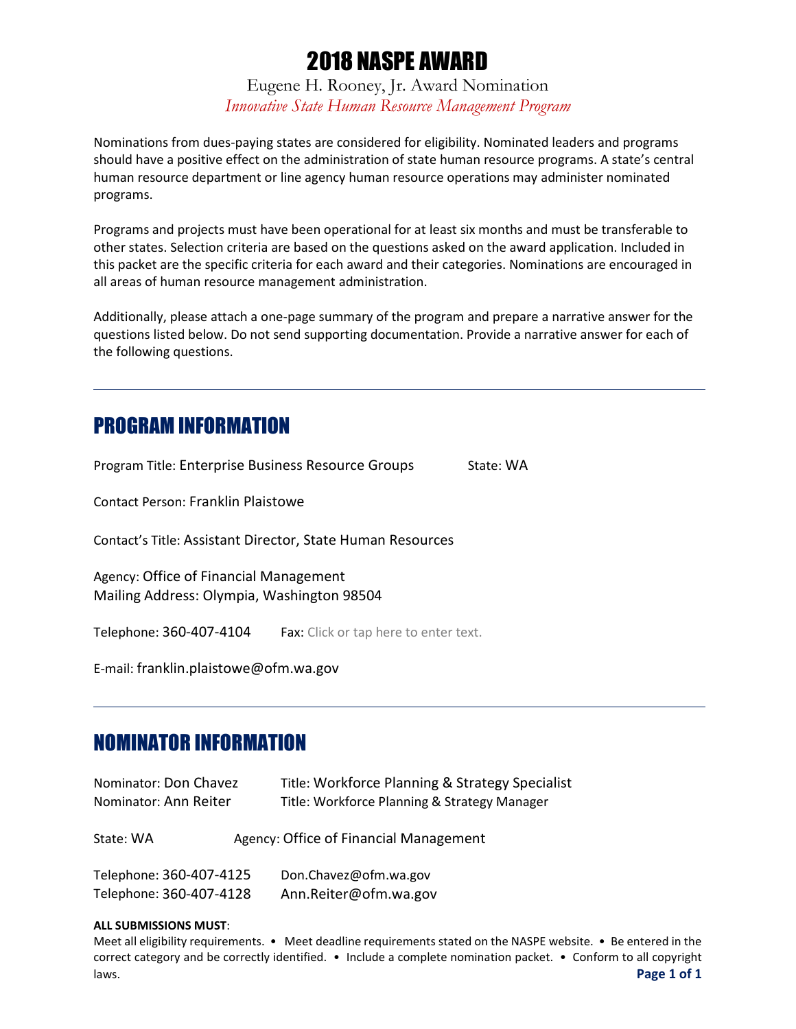# 2018 NASPE AWARD

Eugene H. Rooney, Jr. Award Nomination

*Innovative State Human Resource Management Program*

Nominations from dues-paying states are considered for eligibility. Nominated leaders and programs should have a positive effect on the administration of state human resource programs. A state's central human resource department or line agency human resource operations may administer nominated programs.

Programs and projects must have been operational for at least six months and must be transferable to other states. Selection criteria are based on the questions asked on the award application. Included in this packet are the specific criteria for each award and their categories. Nominations are encouraged in all areas of human resource management administration.

Additionally, please attach a one-page summary of the program and prepare a narrative answer for the questions listed below. Do not send supporting documentation. Provide a narrative answer for each of the following questions.

---

## PROGRAM INFORMATION

Program Title: Enterprise Business Resource Groups State: WA

Contact Person: Franklin Plaistowe

Contact's Title: Assistant Director, State Human Resources

Agency: Office of Financial Management
Mailing Address: Olympia, Washington 98504

Telephone: 360-407-4104 Fax: Click or tap here to enter text.

E-mail: franklin.plaistowe@ofm.wa.gov

---

## NOMINATOR INFORMATION

Nominator: Don Chavez Title: Workforce Planning & Strategy Specialist
Nominator: Ann Reiter Title: Workforce Planning & Strategy Manager

State: WA Agency: Office of Financial Management

Telephone: 360-407-4125 Don.Chavez@ofm.wa.gov
Telephone: 360-407-4128 Ann.Reiter@ofm.wa.gov

**ALL SUBMISSIONS MUST**:
Meet all eligibility requirements. • Meet deadline requirements stated on the NASPE website. • Be entered in the correct category and be correctly identified. • Include a complete nomination packet. • Conform to all copyright laws.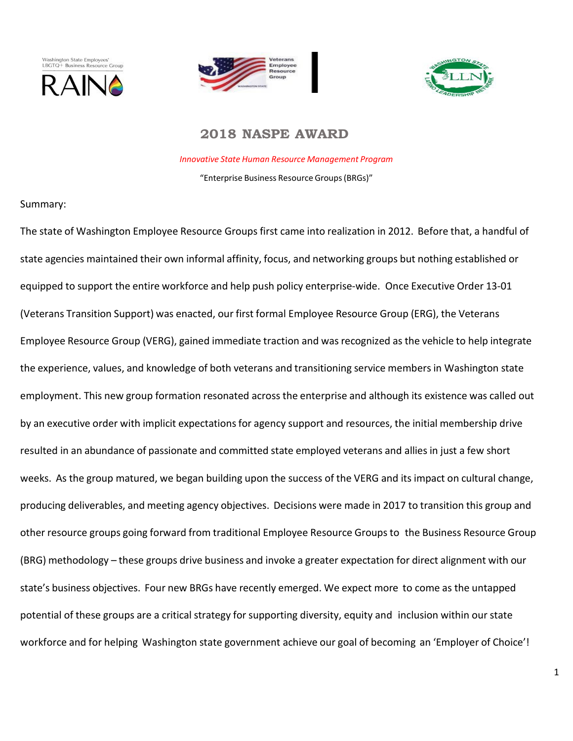## 2018 NASPE AWARD

*Innovative State Human Resource Management Program*

"Enterprise Business Resource Groups (BRGs)"

Summary:

The state of Washington Employee Resource Groups first came into realization in 2012. Before that, a handful of state agencies maintained their own informal affinity, focus, and networking groups but nothing established or equipped to support the entire workforce and help push policy enterprise-wide. Once Executive Order 13-01 (Veterans Transition Support) was enacted, our first formal Employee Resource Group (ERG), the Veterans Employee Resource Group (VERG), gained immediate traction and was recognized as the vehicle to help integrate the experience, values, and knowledge of both veterans and transitioning service members in Washington state employment. This new group formation resonated across the enterprise and although its existence was called out by an executive order with implicit expectations for agency support and resources, the initial membership drive resulted in an abundance of passionate and committed state employed veterans and allies in just a few short weeks. As the group matured, we began building upon the success of the VERG and its impact on cultural change, producing deliverables, and meeting agency objectives. Decisions were made in 2017 to transition this group and other resource groups going forward from traditional Employee Resource Groups to the Business Resource Group (BRG) methodology – these groups drive business and invoke a greater expectation for direct alignment with our state's business objectives. Four new BRGs have recently emerged. We expect more to come as the untapped potential of these groups are a critical strategy for supporting diversity, equity and inclusion within our state workforce and for helping Washington state government achieve our goal of becoming an 'Employer of Choice'!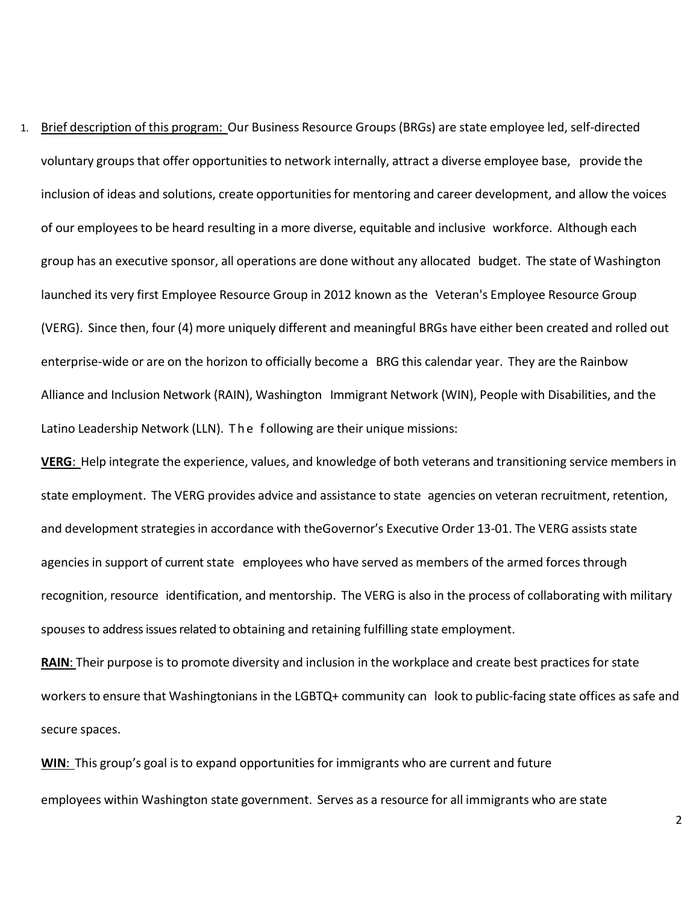1. <u>Brief description of this program:</u> Our Business Resource Groups (BRGs) are state employee led, self-directed voluntary groups that offer opportunities to network internally, attract a diverse employee base, provide the inclusion of ideas and solutions, create opportunities for mentoring and career development, and allow the voices of our employees to be heard resulting in a more diverse, equitable and inclusive workforce. Although each group has an executive sponsor, all operations are done without any allocated budget. The state of Washington launched its very first Employee Resource Group in 2012 known as the Veteran's Employee Resource Group (VERG). Since then, four (4) more uniquely different and meaningful BRGs have either been created and rolled out enterprise-wide or are on the horizon to officially become a BRG this calendar year. They are the Rainbow Alliance and Inclusion Network (RAIN), Washington Immigrant Network (WIN), People with Disabilities, and the Latino Leadership Network (LLN). The following are their unique missions:

   **<u>VERG</u>**: Help integrate the experience, values, and knowledge of both veterans and transitioning service members in state employment. The VERG provides advice and assistance to state agencies on veteran recruitment, retention, and development strategies in accordance with theGovernor's Executive Order 13-01. The VERG assists state agencies in support of current state employees who have served as members of the armed forces through recognition, resource identification, and mentorship. The VERG is also in the process of collaborating with military spouses to address issues related to obtaining and retaining fulfilling state employment.

   **<u>RAIN</u>**: Their purpose is to promote diversity and inclusion in the workplace and create best practices for state workers to ensure that Washingtonians in the LGBTQ+ community can look to public-facing state offices as safe and secure spaces.

   **<u>WIN</u>**: This group's goal is to expand opportunities for immigrants who are current and future employees within Washington state government. Serves as a resource for all immigrants who are state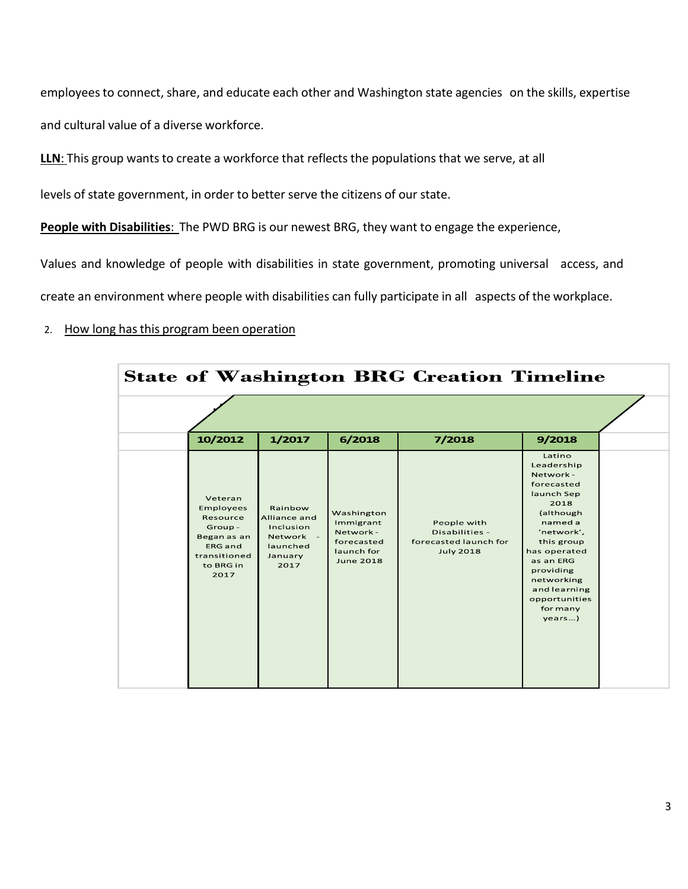employees to connect, share, and educate each other and Washington state agencies on the skills, expertise and cultural value of a diverse workforce.

**LLN**: This group wants to create a workforce that reflects the populations that we serve, at all levels of state government, in order to better serve the citizens of our state.

**People with Disabilities**: The PWD BRG is our newest BRG, they want to engage the experience, Values and knowledge of people with disabilities in state government, promoting universal access, and create an environment where people with disabilities can fully participate in all aspects of the workplace.

2. How long has this program been operation

**State of Washington BRG Creation Timeline**

| 10/2012 | 1/2017 | 6/2018 | 7/2018 | 9/2018 |
|---|---|---|---|---|
| Veteran Employees Resource Group - Began as an ERG and transitioned to BRG in 2017 | Rainbow Alliance and Inclusion Network - launched January 2017 | Washington Immigrant Network - forecasted launch for June 2018 | People with Disabilities - forecasted launch for July 2018 | Latino Leadership Network - forecasted launch Sep 2018 (although named a 'network', this group has operated as an ERG providing networking and learning opportunities for many years…) |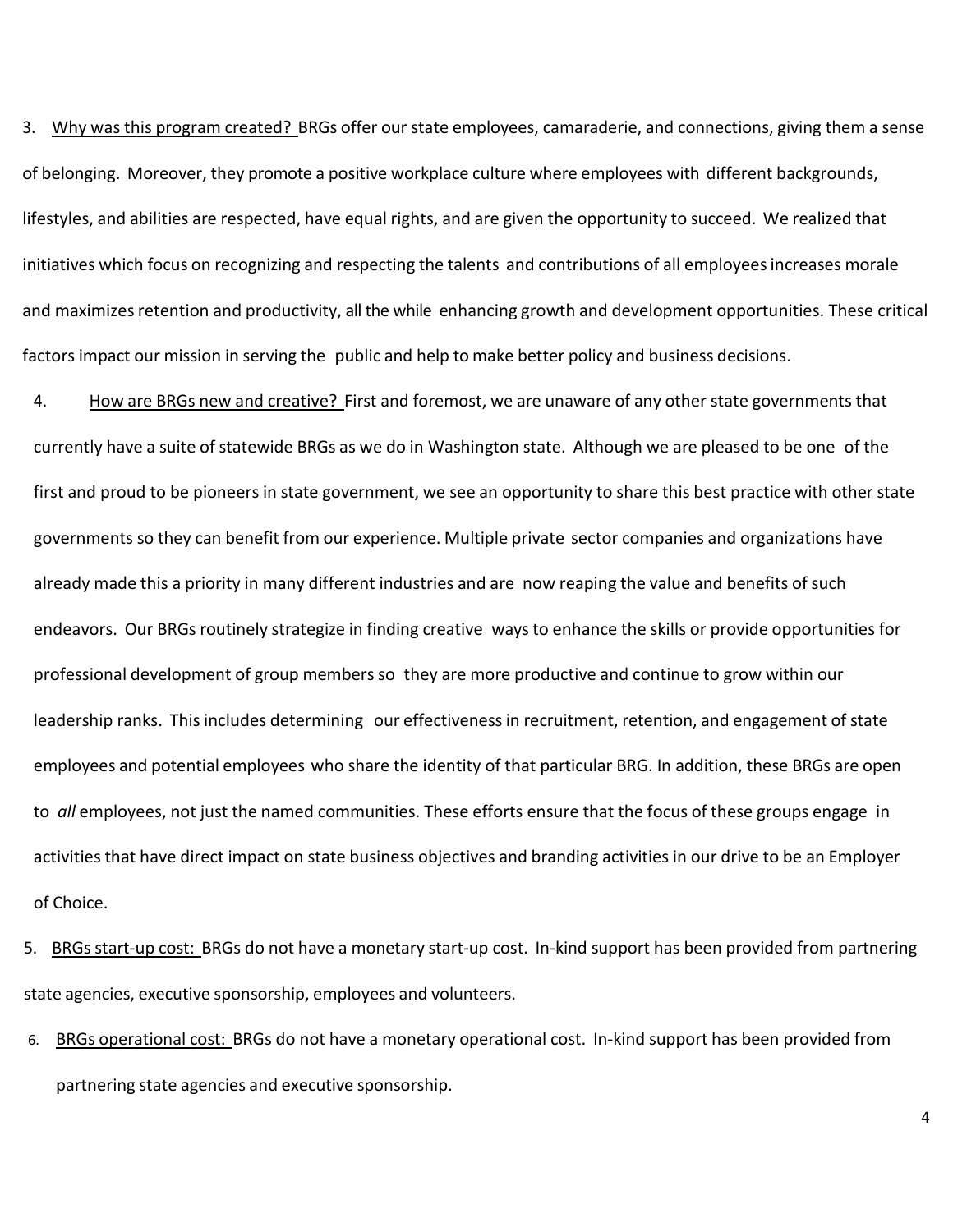3. <u>Why was this program created?</u> BRGs offer our state employees, camaraderie, and connections, giving them a sense of belonging. Moreover, they promote a positive workplace culture where employees with different backgrounds, lifestyles, and abilities are respected, have equal rights, and are given the opportunity to succeed. We realized that initiatives which focus on recognizing and respecting the talents and contributions of all employees increases morale and maximizes retention and productivity, all the while enhancing growth and development opportunities. These critical factors impact our mission in serving the public and help to make better policy and business decisions.

4. <u>How are BRGs new and creative?</u> First and foremost, we are unaware of any other state governments that currently have a suite of statewide BRGs as we do in Washington state. Although we are pleased to be one of the first and proud to be pioneers in state government, we see an opportunity to share this best practice with other state governments so they can benefit from our experience. Multiple private sector companies and organizations have already made this a priority in many different industries and are now reaping the value and benefits of such endeavors. Our BRGs routinely strategize in finding creative ways to enhance the skills or provide opportunities for professional development of group members so they are more productive and continue to grow within our leadership ranks. This includes determining our effectiveness in recruitment, retention, and engagement of state employees and potential employees who share the identity of that particular BRG. In addition, these BRGs are open to *all* employees, not just the named communities. These efforts ensure that the focus of these groups engage in activities that have direct impact on state business objectives and branding activities in our drive to be an Employer of Choice.

5. <u>BRGs start-up cost:</u> BRGs do not have a monetary start-up cost. In-kind support has been provided from partnering state agencies, executive sponsorship, employees and volunteers.

6. <u>BRGs operational cost:</u> BRGs do not have a monetary operational cost. In-kind support has been provided from partnering state agencies and executive sponsorship.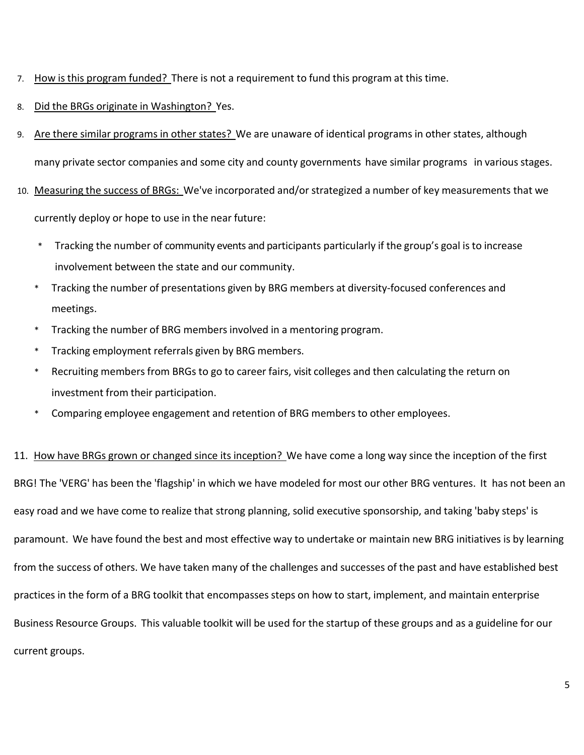7. <u>How is this program funded?</u> There is not a requirement to fund this program at this time.

8. <u>Did the BRGs originate in Washington?</u> Yes.

9. <u>Are there similar programs in other states?</u> We are unaware of identical programs in other states, although many private sector companies and some city and county governments have similar programs in various stages.

10. <u>Measuring the success of BRGs:</u> We've incorporated and/or strategized a number of key measurements that we currently deploy or hope to use in the near future:

    * Tracking the number of community events and participants particularly if the group's goal is to increase involvement between the state and our community.
    * Tracking the number of presentations given by BRG members at diversity-focused conferences and meetings.
    * Tracking the number of BRG members involved in a mentoring program.
    * Tracking employment referrals given by BRG members.
    * Recruiting members from BRGs to go to career fairs, visit colleges and then calculating the return on investment from their participation.
    * Comparing employee engagement and retention of BRG members to other employees.

11. <u>How have BRGs grown or changed since its inception?</u> We have come a long way since the inception of the first BRG! The 'VERG' has been the 'flagship' in which we have modeled for most our other BRG ventures. It has not been an easy road and we have come to realize that strong planning, solid executive sponsorship, and taking 'baby steps' is paramount. We have found the best and most effective way to undertake or maintain new BRG initiatives is by learning from the success of others. We have taken many of the challenges and successes of the past and have established best practices in the form of a BRG toolkit that encompasses steps on how to start, implement, and maintain enterprise Business Resource Groups. This valuable toolkit will be used for the startup of these groups and as a guideline for our current groups.